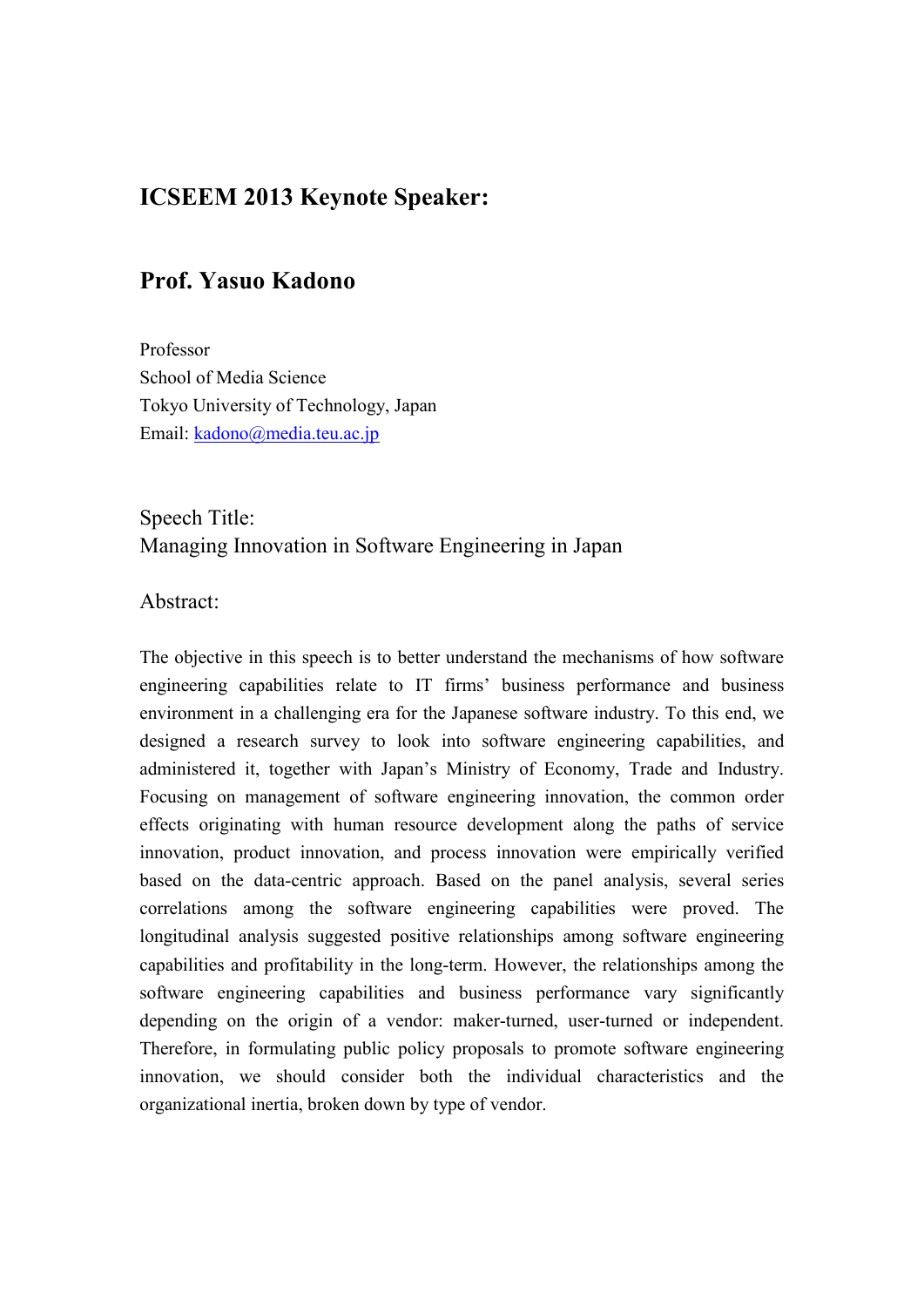## ICSEEM 2013 Keynote Speaker:

## Prof. Yasuo Kadono

Professor
School of Media Science
Tokyo University of Technology, Japan
Email: kadono@media.teu.ac.jp

Speech Title:
Managing Innovation in Software Engineering in Japan

Abstract:

The objective in this speech is to better understand the mechanisms of how software engineering capabilities relate to IT firms' business performance and business environment in a challenging era for the Japanese software industry. To this end, we designed a research survey to look into software engineering capabilities, and administered it, together with Japan's Ministry of Economy, Trade and Industry. Focusing on management of software engineering innovation, the common order effects originating with human resource development along the paths of service innovation, product innovation, and process innovation were empirically verified based on the data-centric approach. Based on the panel analysis, several series correlations among the software engineering capabilities were proved. The longitudinal analysis suggested positive relationships among software engineering capabilities and profitability in the long-term. However, the relationships among the software engineering capabilities and business performance vary significantly depending on the origin of a vendor: maker-turned, user-turned or independent. Therefore, in formulating public policy proposals to promote software engineering innovation, we should consider both the individual characteristics and the organizational inertia, broken down by type of vendor.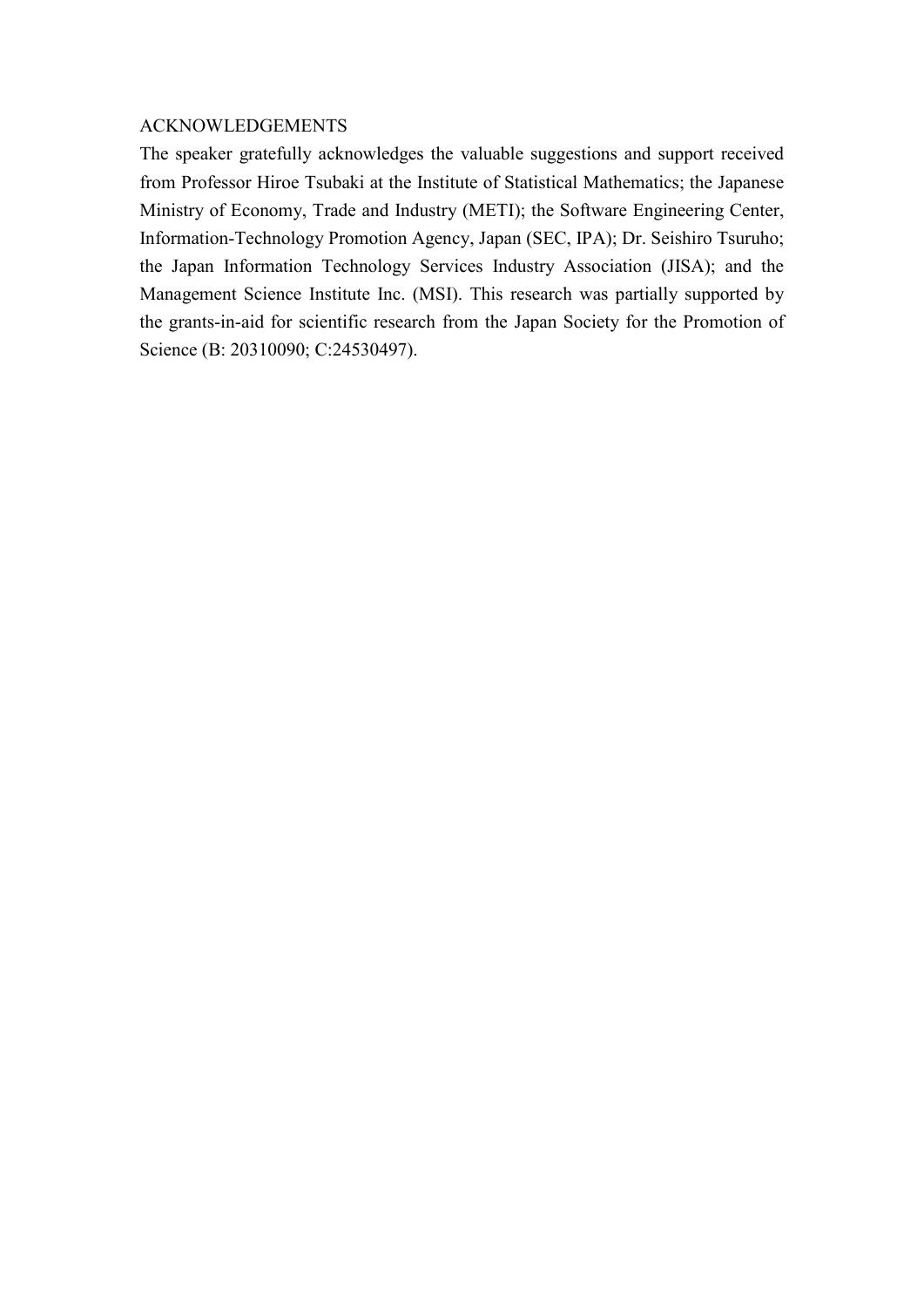## ACKNOWLEDGEMENTS

The speaker gratefully acknowledges the valuable suggestions and support received from Professor Hiroe Tsubaki at the Institute of Statistical Mathematics; the Japanese Ministry of Economy, Trade and Industry (METI); the Software Engineering Center, Information-Technology Promotion Agency, Japan (SEC, IPA); Dr. Seishiro Tsuruho; the Japan Information Technology Services Industry Association (JISA); and the Management Science Institute Inc. (MSI). This research was partially supported by the grants-in-aid for scientific research from the Japan Society for the Promotion of Science (B: 20310090; C:24530497).